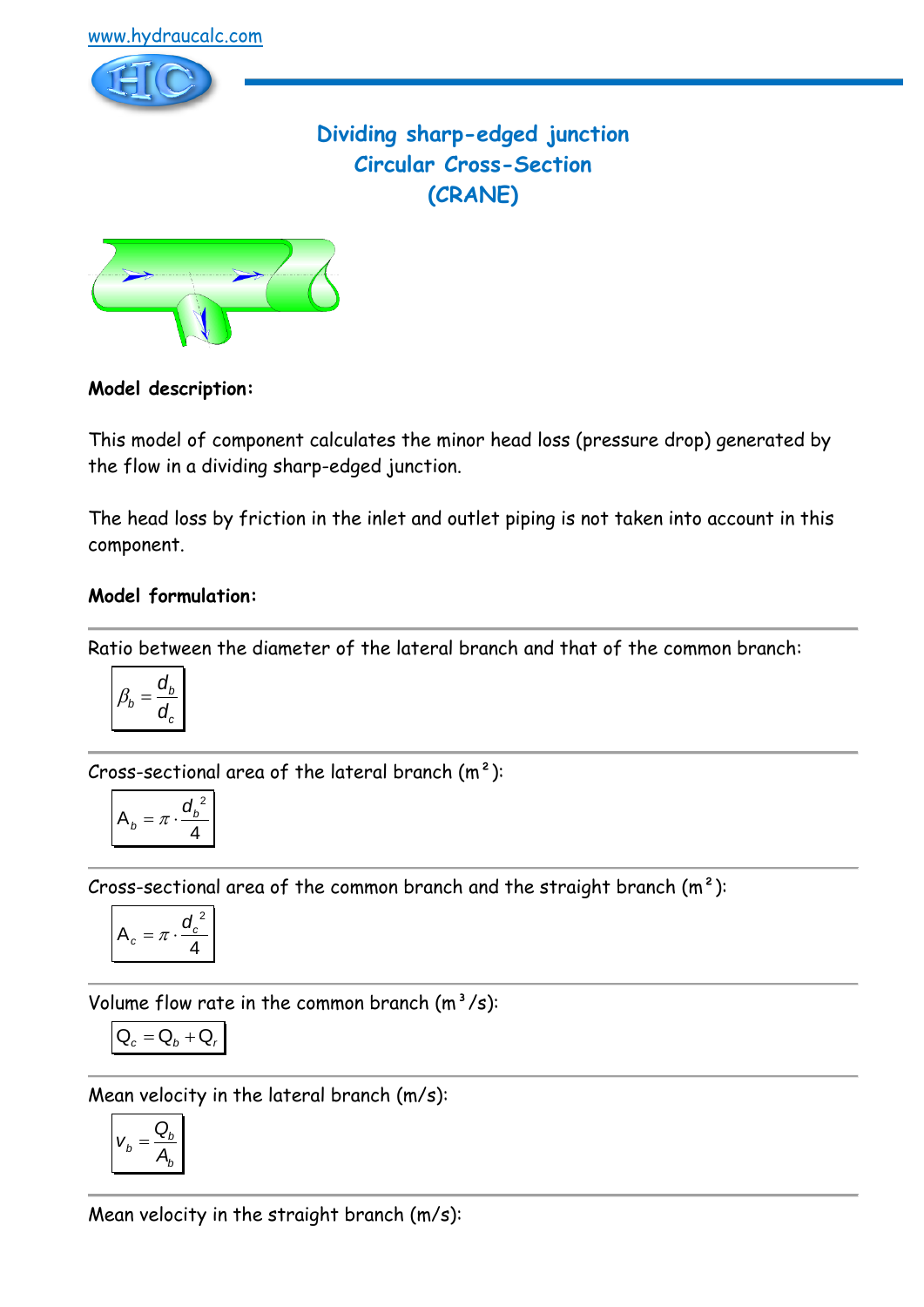www.hydraucalc.com

# Dividing sharp-edged junction
## Circular Cross-Section
## (CRANE)

**Model description:**

This model of component calculates the minor head loss (pressure drop) generated by the flow in a dividing sharp-edged junction.

The head loss by friction in the inlet and outlet piping is not taken into account in this component.

**Model formulation:**

---

Ratio between the diameter of the lateral branch and that of the common branch:

$$\beta_b = \frac{d_b}{d_c}$$

---

Cross-sectional area of the lateral branch (m²):

$$A_b = \pi \cdot \frac{d_b^{\,2}}{4}$$

---

Cross-sectional area of the common branch and the straight branch (m²):

$$A_c = \pi \cdot \frac{d_c^{\,2}}{4}$$

---

Volume flow rate in the common branch (m³/s):

$$Q_c = Q_b + Q_r$$

---

Mean velocity in the lateral branch (m/s):

$$v_b = \frac{Q_b}{A_b}$$

---

Mean velocity in the straight branch (m/s):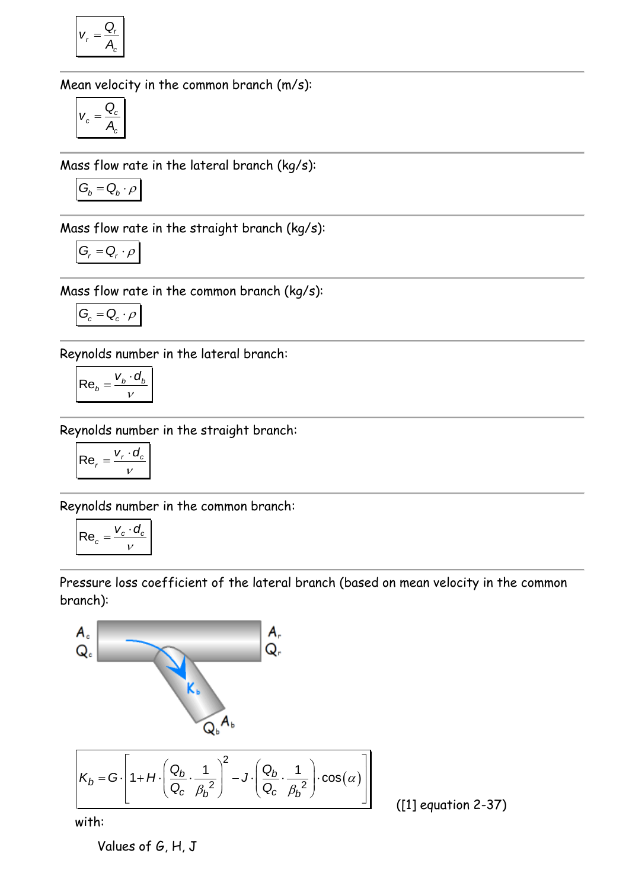$$v_r = \frac{Q_r}{A_c}$$

Mean velocity in the common branch (m/s):

$$v_c = \frac{Q_c}{A_c}$$

Mass flow rate in the lateral branch (kg/s):

$$G_b = Q_b \cdot \rho$$

Mass flow rate in the straight branch (kg/s):

$$G_r = Q_r \cdot \rho$$

Mass flow rate in the common branch (kg/s):

$$G_c = Q_c \cdot \rho$$

Reynolds number in the lateral branch:

$$\mathrm{Re}_b = \frac{v_b \cdot d_b}{\nu}$$

Reynolds number in the straight branch:

$$\mathrm{Re}_r = \frac{v_r \cdot d_c}{\nu}$$

Reynolds number in the common branch:

$$\mathrm{Re}_c = \frac{v_c \cdot d_c}{\nu}$$

Pressure loss coefficient of the lateral branch (based on mean velocity in the common branch):

$$K_b = G \cdot \left[ 1 + H \cdot \left( \frac{Q_b}{Q_c} \cdot \frac{1}{\beta_b{}^2} \right)^2 - J \cdot \left( \frac{Q_b}{Q_c} \cdot \frac{1}{\beta_b{}^2} \right) \cdot \cos(\alpha) \right]$$

([1] equation 2-37)

with:

Values of G, H, J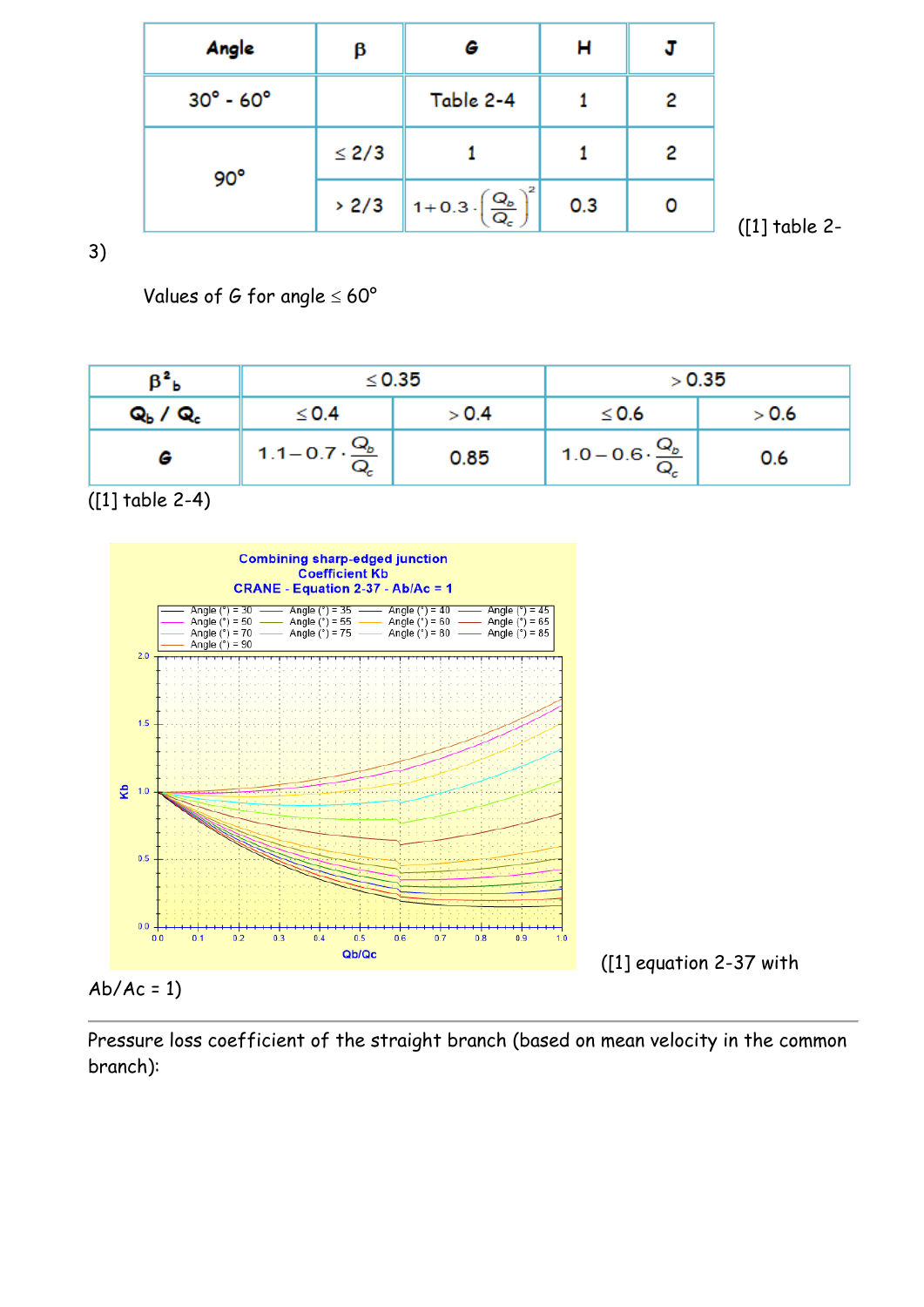| Angle | $\beta$ | G | H | J |
|---|---|---|---|---|
| 30° - 60° | | Table 2-4 | 1 | 2 |
| 90° | $\leq 2/3$ | 1 | 1 | 2 |
| | $> 2/3$ | $1+0.3\cdot\left(\frac{Q_b}{Q_c}\right)^2$ | 0.3 | 0 |

([1] table 2-3)

Values of G for angle $\leq 60°$

| $\beta^2_b$ | $\leq 0.35$ | | $> 0.35$ | |
|---|---|---|---|---|
| $Q_b$ / $Q_c$ | $\leq 0.4$ | $> 0.4$ | $\leq 0.6$ | $> 0.6$ |
| G | $1.1 - 0.7\cdot\frac{Q_b}{Q_c}$ | 0.85 | $1.0 - 0.6\cdot\frac{Q_b}{Q_c}$ | 0.6 |

([1] table 2-4)

([1] equation 2-37 with Ab/Ac = 1)

---

Pressure loss coefficient of the straight branch (based on mean velocity in the common branch):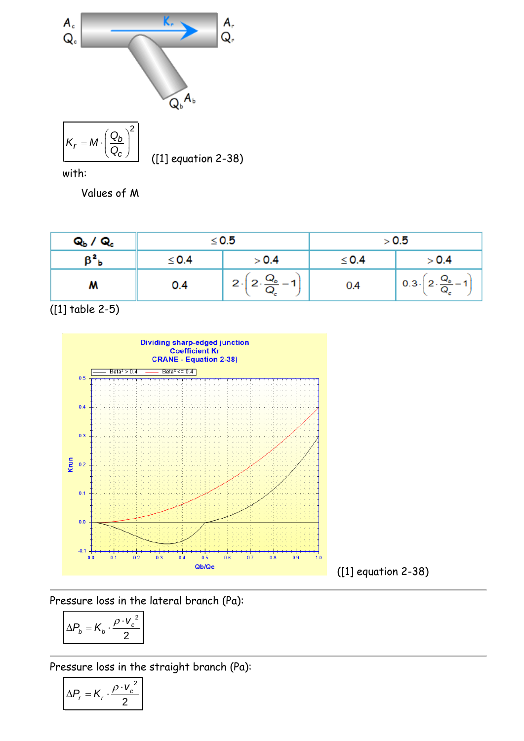$$K_r = M \cdot \left(\frac{Q_b}{Q_c}\right)^2$$

([1] equation 2-38)

with:

Values of M

| $Q_b$ / $Q_c$ | $\leq 0.5$ | | $> 0.5$ | |
|---|---|---|---|---|
| $\beta^2_b$ | $\leq 0.4$ | $> 0.4$ | $\leq 0.4$ | $> 0.4$ |
| M | 0.4 | $2 \cdot \left(2 \cdot \frac{Q_b}{Q_c} - 1\right)$ | 0.4 | $0.3 \cdot \left(2 \cdot \frac{Q_b}{Q_c} - 1\right)$ |

([1] table 2-5)

([1] equation 2-38)

Pressure loss in the lateral branch (Pa):

$$\Delta P_b = K_b \cdot \frac{\rho \cdot v_c^2}{2}$$

Pressure loss in the straight branch (Pa):

$$\Delta P_r = K_r \cdot \frac{\rho \cdot v_c^2}{2}$$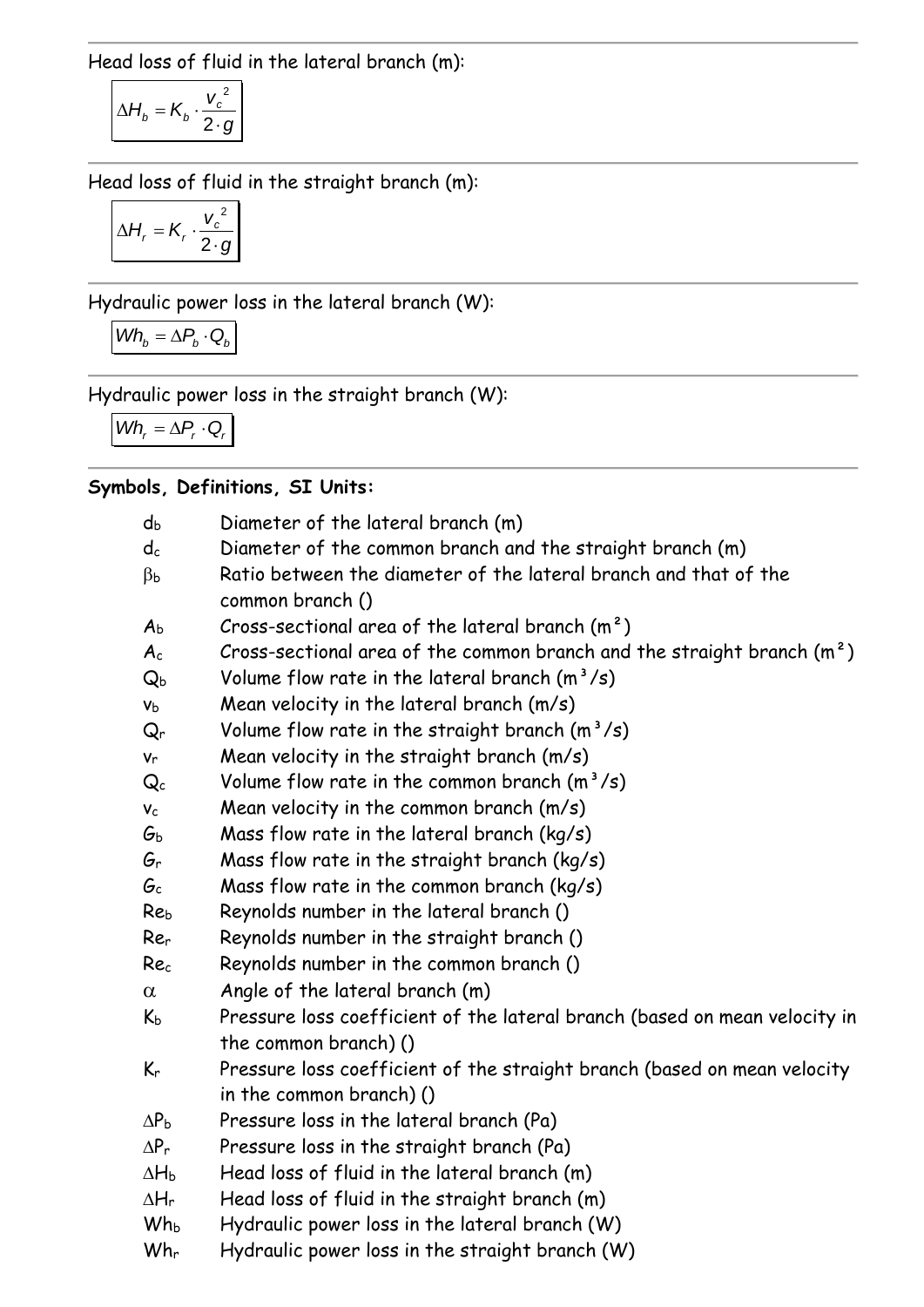Head loss of fluid in the lateral branch (m):

$$\Delta H_b = K_b \cdot \frac{v_c^{\,2}}{2 \cdot g}$$

Head loss of fluid in the straight branch (m):

$$\Delta H_r = K_r \cdot \frac{v_c^{\,2}}{2 \cdot g}$$

Hydraulic power loss in the lateral branch (W):

$$Wh_b = \Delta P_b \cdot Q_b$$

Hydraulic power loss in the straight branch (W):

$$Wh_r = \Delta P_r \cdot Q_r$$

**Symbols, Definitions, SI Units:**

| | |
|---|---|
| $d_b$ | Diameter of the lateral branch (m) |
| $d_c$ | Diameter of the common branch and the straight branch (m) |
| $\beta_b$ | Ratio between the diameter of the lateral branch and that of the common branch () |
| $A_b$ | Cross-sectional area of the lateral branch (m²) |
| $A_c$ | Cross-sectional area of the common branch and the straight branch (m²) |
| $Q_b$ | Volume flow rate in the lateral branch (m³/s) |
| $v_b$ | Mean velocity in the lateral branch (m/s) |
| $Q_r$ | Volume flow rate in the straight branch (m³/s) |
| $v_r$ | Mean velocity in the straight branch (m/s) |
| $Q_c$ | Volume flow rate in the common branch (m³/s) |
| $v_c$ | Mean velocity in the common branch (m/s) |
| $G_b$ | Mass flow rate in the lateral branch (kg/s) |
| $G_r$ | Mass flow rate in the straight branch (kg/s) |
| $G_c$ | Mass flow rate in the common branch (kg/s) |
| $Re_b$ | Reynolds number in the lateral branch () |
| $Re_r$ | Reynolds number in the straight branch () |
| $Re_c$ | Reynolds number in the common branch () |
| $\alpha$ | Angle of the lateral branch (m) |
| $K_b$ | Pressure loss coefficient of the lateral branch (based on mean velocity in the common branch) () |
| $K_r$ | Pressure loss coefficient of the straight branch (based on mean velocity in the common branch) () |
| $\Delta P_b$ | Pressure loss in the lateral branch (Pa) |
| $\Delta P_r$ | Pressure loss in the straight branch (Pa) |
| $\Delta H_b$ | Head loss of fluid in the lateral branch (m) |
| $\Delta H_r$ | Head loss of fluid in the straight branch (m) |
| $Wh_b$ | Hydraulic power loss in the lateral branch (W) |
| $Wh_r$ | Hydraulic power loss in the straight branch (W) |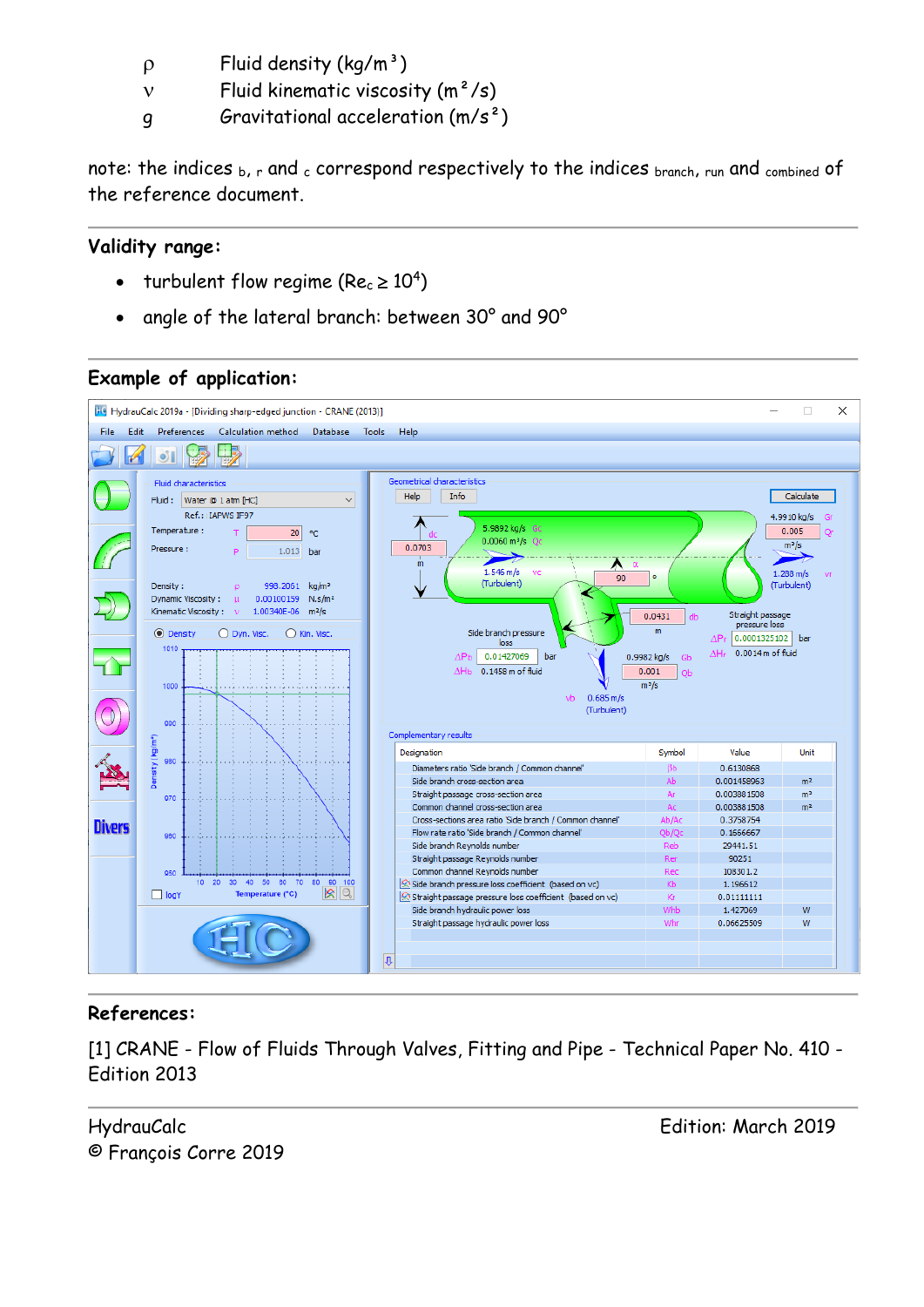| | |
|---|---|
| $\rho$ | Fluid density ($kg/m^3$) |
| $\nu$ | Fluid kinematic viscosity ($m^2/s$) |
| $g$ | Gravitational acceleration ($m/s^2$) |

note: the indices $_b$, $_r$ and $_c$ correspond respectively to the indices $_{branch}$, $_{run}$ and $_{combined}$ of the reference document.

## Validity range:

- turbulent flow regime ($Re_c \geq 10^4$)
- angle of the lateral branch: between 30° and 90°

## Example of application:

HydrauCalc 2019a - [Dividing sharp-edged junction - CRANE (2013)]

Complementary results

| Designation | Symbol | Value | Unit |
|---|---|---|---|
| Diameters ratio 'Side branch / Common channel' | βb | 0.6130868 | |
| Side branch cross-section area | Ab | 0.001458963 | m² |
| Straight passage cross-section area | Ar | 0.003881508 | m² |
| Common channel cross-section area | Ac | 0.003881508 | m² |
| Cross-sections area ratio 'Side branch / Common channel' | Ab/Ac | 0.3758754 | |
| Flow rate ratio 'Side branch / Common channel' | Qb/Qc | 0.1666667 | |
| Side branch Reynolds number | Reb | 29441.51 | |
| Straight passage Reynolds number | Rer | 90251 | |
| Common channel Reynolds number | Rec | 108301.2 | |
| Side branch pressure loss coefficient (based on vc) | Kb | 1.196512 | |
| Straight passage pressure loss coefficient (based on vc) | Kr | 0.01111111 | |
| Side branch hydraulic power loss | Whb | 1.427069 | W |
| Straight passage hydraulic power loss | Whr | 0.06625509 | W |

## References:

[1] CRANE - Flow of Fluids Through Valves, Fitting and Pipe - Technical Paper No. 410 - Edition 2013